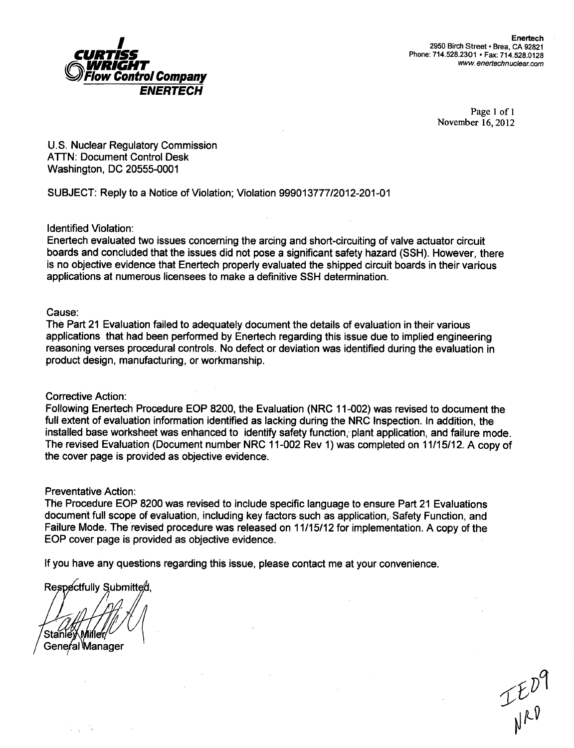**CURTISS WRIGHT Flow Control Company**
**ENERTECH**

**Enertech**
2950 Birch Street • Brea, CA 92821
Phone: 714.528.2301 • Fax: 714.528.0128
www.enertechnuclear.com

Page 1 of 1
November 16, 2012

U.S. Nuclear Regulatory Commission
ATTN: Document Control Desk
Washington, DC 20555-0001

SUBJECT: Reply to a Notice of Violation; Violation 99901377/2012-201-01

Identified Violation:
Enertech evaluated two issues concerning the arcing and short-circuiting of valve actuator circuit boards and concluded that the issues did not pose a significant safety hazard (SSH). However, there is no objective evidence that Enertech properly evaluated the shipped circuit boards in their various applications at numerous licensees to make a definitive SSH determination.

Cause:
The Part 21 Evaluation failed to adequately document the details of evaluation in their various applications that had been performed by Enertech regarding this issue due to implied engineering reasoning verses procedural controls. No defect or deviation was identified during the evaluation in product design, manufacturing, or workmanship.

Corrective Action:
Following Enertech Procedure EOP 8200, the Evaluation (NRC 11-002) was revised to document the full extent of evaluation information identified as lacking during the NRC Inspection. In addition, the installed base worksheet was enhanced to identify safety function, plant application, and failure mode. The revised Evaluation (Document number NRC 11-002 Rev 1) was completed on 11/15/12. A copy of the cover page is provided as objective evidence.

Preventative Action:
The Procedure EOP 8200 was revised to include specific language to ensure Part 21 Evaluations document full scope of evaluation, including key factors such as application, Safety Function, and Failure Mode. The revised procedure was released on 11/15/12 for implementation. A copy of the EOP cover page is provided as objective evidence.

If you have any questions regarding this issue, please contact me at your convenience.

Respectfully Submitted,

Stanley Miller
General Manager

IE09
NRR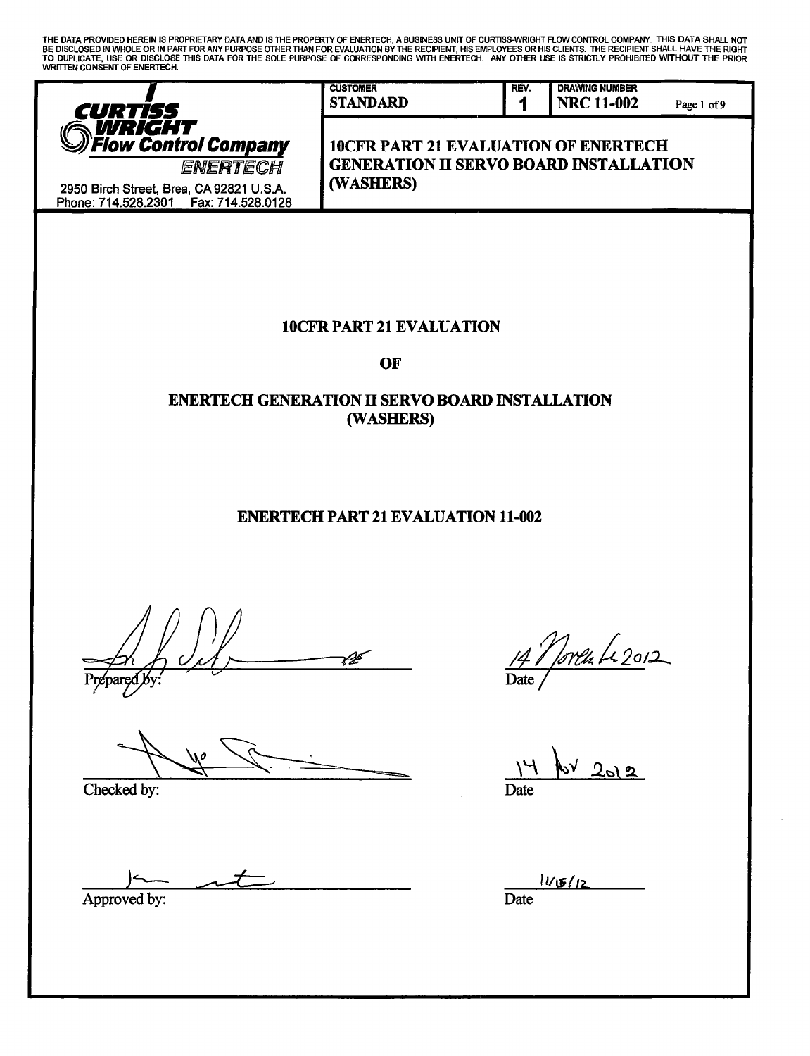THE DATA PROVIDED HEREIN IS PROPRIETARY DATA AND IS THE PROPERTY OF ENERTECH, A BUSINESS UNIT OF CURTISS-WRIGHT FLOW CONTROL COMPANY. THIS DATA SHALL NOT BE DISCLOSED IN WHOLE OR IN PART FOR ANY PURPOSE OTHER THAN FOR EVALUATION BY THE RECIPIENT, HIS EMPLOYEES OR HIS CLIENTS. THE RECIPIENT SHALL HAVE THE RIGHT TO DUPLICATE, USE OR DISCLOSE THIS DATA FOR THE SOLE PURPOSE OF CORRESPONDING WITH ENERTECH. ANY OTHER USE IS STRICTLY PROHIBITED WITHOUT THE PRIOR WRITTEN CONSENT OF ENERTECH.

| CURTISS WRIGHT Flow Control Company ENERTECH 2950 Birch Street, Brea, CA 92821 U.S.A. Phone: 714.528.2301 Fax: 714.528.0128 | CUSTOMER STANDARD | REV. 1 | DRAWING NUMBER NRC 11-002 |
|---|---|---|---|
| | 10CFR PART 21 EVALUATION OF ENERTECH GENERATION II SERVO BOARD INSTALLATION (WASHERS) | | |

# 10CFR PART 21 EVALUATION

# OF

# ENERTECH GENERATION II SERVO BOARD INSTALLATION (WASHERS)

# ENERTECH PART 21 EVALUATION 11-002

Prepared by: _______________ Date: 14 November 2012

Checked by: _______________ Date: 14 Nov 2012

Approved by: _______________ Date: 11/15/12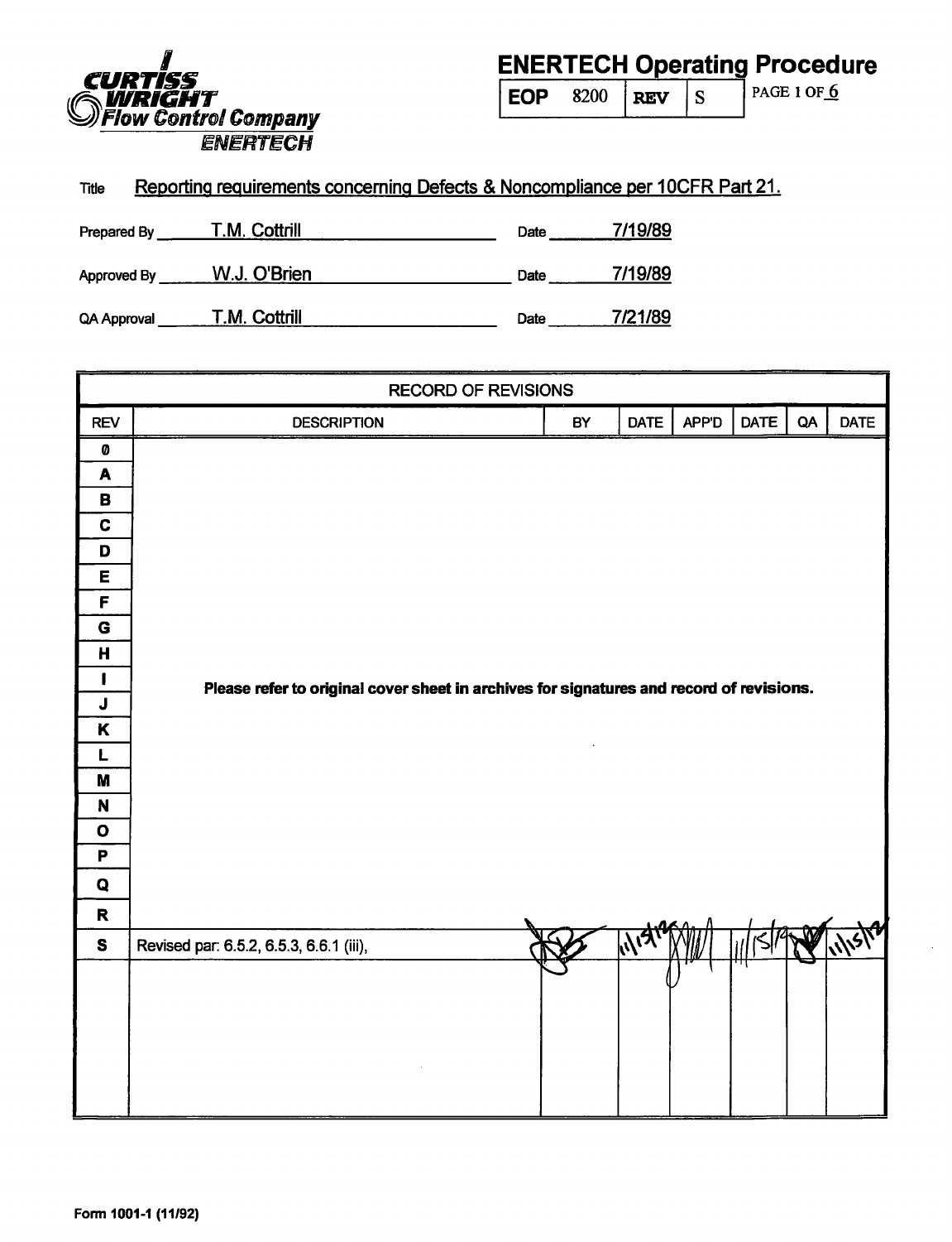CURTISS WRIGHT Flow Control Company ENERTECH

# ENERTECH Operating Procedure

| EOP | 8200 | REV | S |
|---|---|---|---|

PAGE 1 OF 6

Title Reporting requirements concerning Defects & Noncompliance per 10CFR Part 21.

Prepared By T.M. Cottrill Date 7/19/89

Approved By W.J. O'Brien Date 7/19/89

QA Approval T.M. Cottrill Date 7/21/89

| RECORD OF REVISIONS | | | | | | | |
|---|---|---|---|---|---|---|---|
| REV | DESCRIPTION | BY | DATE | APP'D | DATE | QA | DATE |
| 0 | Please refer to original cover sheet in archives for signatures and record of revisions. | | | | | | |
| A | | | | | | | |
| B | | | | | | | |
| C | | | | | | | |
| D | | | | | | | |
| E | | | | | | | |
| F | | | | | | | |
| G | | | | | | | |
| H | | | | | | | |
| I | | | | | | | |
| J | | | | | | | |
| K | | | | | | | |
| L | | | | | | | |
| M | | | | | | | |
| N | | | | | | | |
| O | | | | | | | |
| P | | | | | | | |
| Q | | | | | | | |
| R | | | | | | | |
| S | Revised par: 6.5.2, 6.5.3, 6.6.1 (iii), | | 11/14/12 | | 11/15/12 | | 11/15/12 |

Form 1001-1 (11/92)